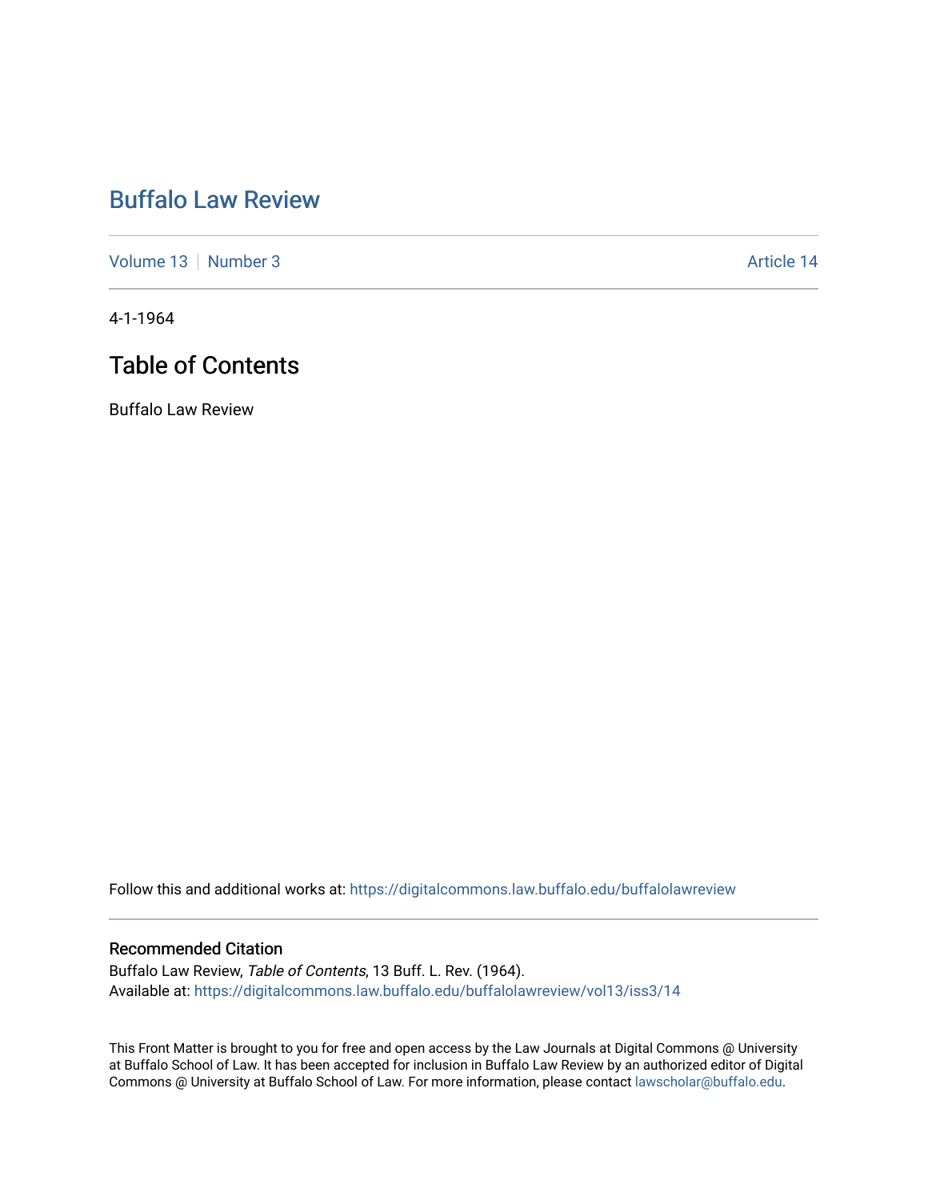# Buffalo Law Review

Volume 13 | Number 3

Article 14

4-1-1964

## Table of Contents

Buffalo Law Review

Follow this and additional works at: https://digitalcommons.law.buffalo.edu/buffalolawreview

### Recommended Citation

Buffalo Law Review, *Table of Contents*, 13 Buff. L. Rev. (1964).
Available at: https://digitalcommons.law.buffalo.edu/buffalolawreview/vol13/iss3/14

This Front Matter is brought to you for free and open access by the Law Journals at Digital Commons @ University at Buffalo School of Law. It has been accepted for inclusion in Buffalo Law Review by an authorized editor of Digital Commons @ University at Buffalo School of Law. For more information, please contact lawscholar@buffalo.edu.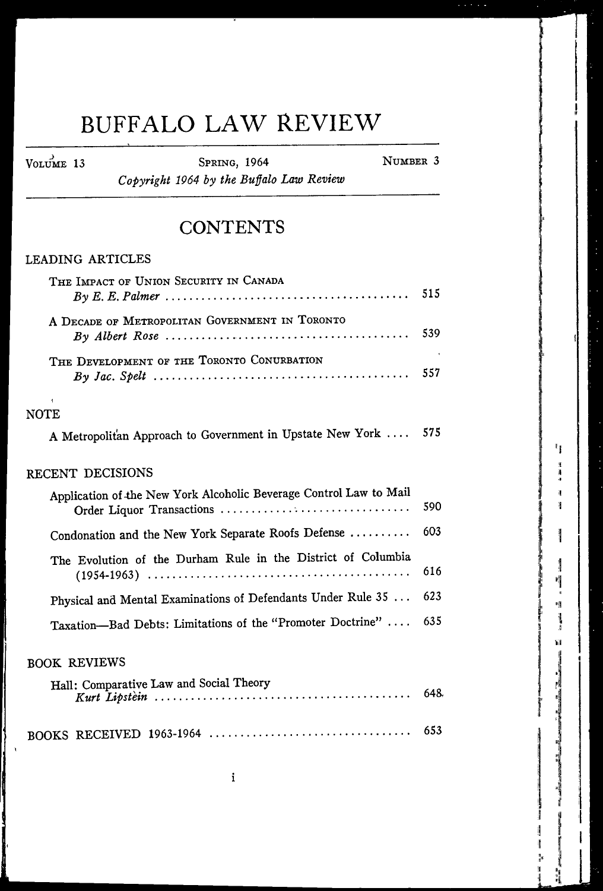# BUFFALO LAW REVIEW

VOLUME 13 SPRING, 1964 NUMBER 3

*Copyright 1964 by the Buffalo Law Review*

## CONTENTS

### LEADING ARTICLES

THE IMPACT OF UNION SECURITY IN CANADA
*By E. E. Palmer* ........................................ 515

A DECADE OF METROPOLITAN GOVERNMENT IN TORONTO
*By Albert Rose* ........................................ 539

THE DEVELOPMENT OF THE TORONTO CONURBATION
*By Jac. Spelt* ........................................ 557

### NOTE

A Metropolitan Approach to Government in Upstate New York .... 575

### RECENT DECISIONS

Application of the New York Alcoholic Beverage Control Law to Mail Order Liquor Transactions ................................ 590

Condonation and the New York Separate Roofs Defense .......... 603

The Evolution of the Durham Rule in the District of Columbia (1954-1963) ........................................ 616

Physical and Mental Examinations of Defendants Under Rule 35 ... 623

Taxation—Bad Debts: Limitations of the "Promoter Doctrine" .... 635

### BOOK REVIEWS

Hall: Comparative Law and Social Theory
*Kurt Lipstein* ........................................ 648

### BOOKS RECEIVED 1963-1964 ................................ 653